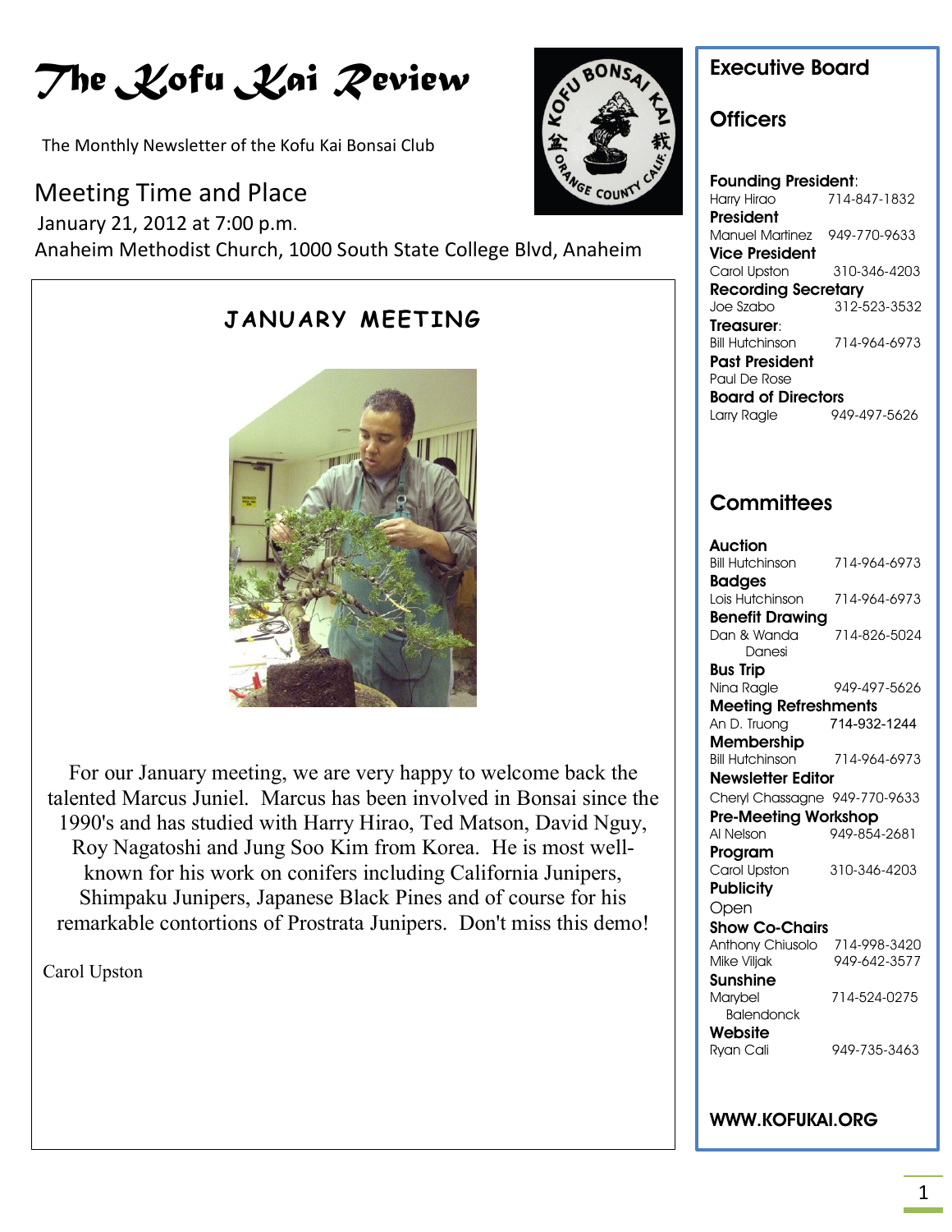# The Kofu Kai Review

The Monthly Newsletter of the Kofu Kai Bonsai Club

## Meeting Time and Place

January 21, 2012 at 7:00 p.m.

Anaheim Methodist Church, 1000 South State College Blvd, Anaheim

### JANUARY MEETING

For our January meeting, we are very happy to welcome back the talented Marcus Juniel. Marcus has been involved in Bonsai since the 1990's and has studied with Harry Hirao, Ted Matson, David Nguy, Roy Nagatoshi and Jung Soo Kim from Korea. He is most well-known for his work on conifers including California Junipers, Shimpaku Junipers, Japanese Black Pines and of course for his remarkable contortions of Prostrata Junipers. Don't miss this demo!

Carol Upston

## Executive Board

### Officers

**Founding President**:
Harry Hirao 714-847-1832

**President**
Manuel Martinez 949-770-9633

**Vice President**
Carol Upston 310-346-4203

**Recording Secretary**
Joe Szabo 312-523-3532

**Treasurer**:
Bill Hutchinson 714-964-6973

**Past President**
Paul De Rose

**Board of Directors**
Larry Ragle 949-497-5626

### Committees

**Auction**
Bill Hutchinson 714-964-6973

**Badges**
Lois Hutchinson 714-964-6973

**Benefit Drawing**
Dan & Wanda Danesi 714-826-5024

**Bus Trip**
Nina Ragle 949-497-5626

**Meeting Refreshments**
An D. Truong 714-932-1244

**Membership**
Bill Hutchinson 714-964-6973

**Newsletter Editor**
Cheryl Chassagne 949-770-9633

**Pre-Meeting Workshop**
Al Nelson 949-854-2681

**Program**
Carol Upston 310-346-4203

**Publicity**
Open

**Show Co-Chairs**
Anthony Chiusolo 714-998-3420
Mike Viljak 949-642-3577

**Sunshine**
Marybel Balendonck 714-524-0275

**Website**
Ryan Cali 949-735-3463

**WWW.KOFUKAI.ORG**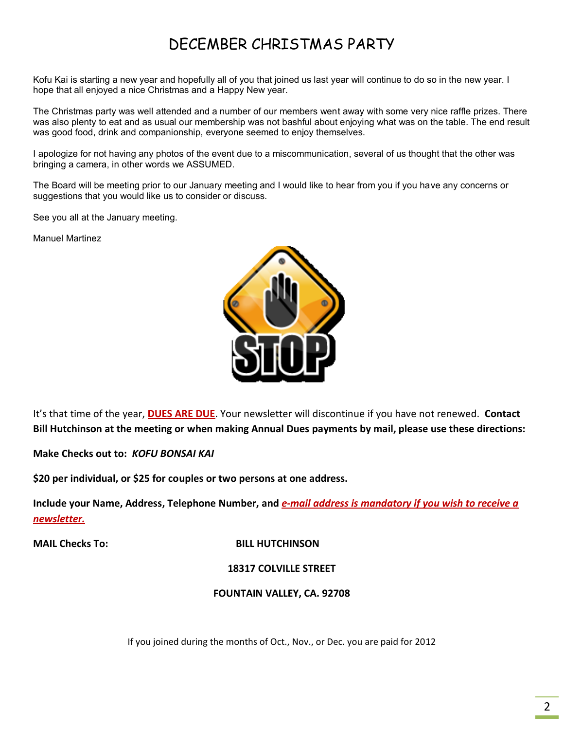# DECEMBER CHRISTMAS PARTY

Kofu Kai is starting a new year and hopefully all of you that joined us last year will continue to do so in the new year. I hope that all enjoyed a nice Christmas and a Happy New year.

The Christmas party was well attended and a number of our members went away with some very nice raffle prizes. There was also plenty to eat and as usual our membership was not bashful about enjoying what was on the table. The end result was good food, drink and companionship, everyone seemed to enjoy themselves.

I apologize for not having any photos of the event due to a miscommunication, several of us thought that the other was bringing a camera, in other words we ASSUMED.

The Board will be meeting prior to our January meeting and I would like to hear from you if you have any concerns or suggestions that you would like us to consider or discuss.

See you all at the January meeting.

Manuel Martinez

It's that time of the year, **DUES ARE DUE**. Your newsletter will discontinue if you have not renewed. **Contact Bill Hutchinson at the meeting or when making Annual Dues payments by mail, please use these directions:**

**Make Checks out to:** ***KOFU BONSAI KAI***

**$20 per individual, or $25 for couples or two persons at one address.**

**Include your Name, Address, Telephone Number, and *e-mail address is mandatory if you wish to receive a newsletter.***

**MAIL Checks To:**

**BILL HUTCHINSON**

**18317 COLVILLE STREET**

**FOUNTAIN VALLEY, CA. 92708**

If you joined during the months of Oct., Nov., or Dec. you are paid for 2012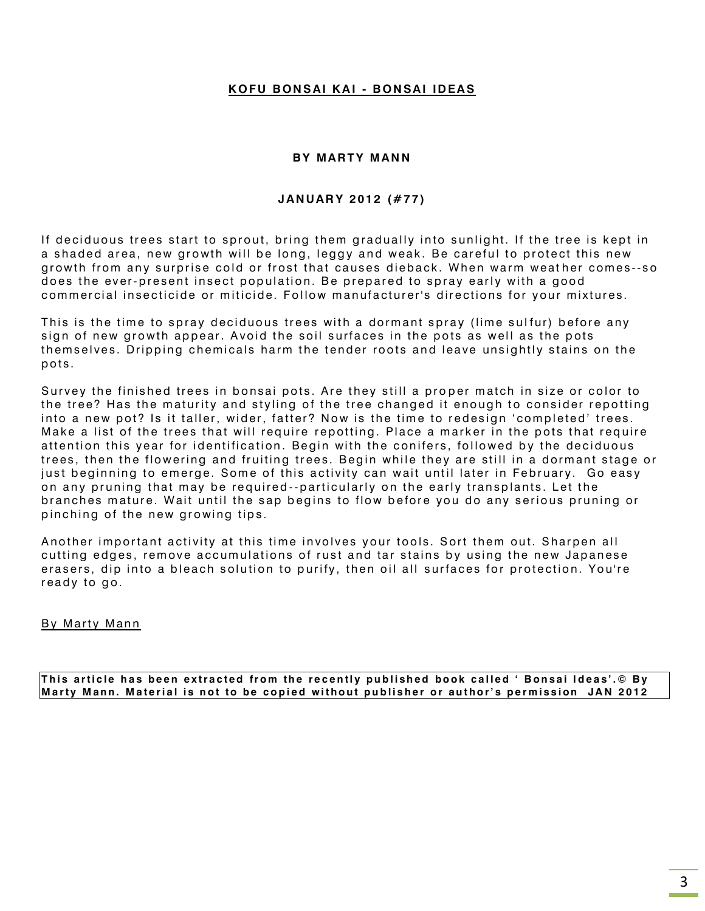## KOFU BONSAI KAI - BONSAI IDEAS

**BY MARTY MANN**

**JANUARY 2012 (#77)**

If deciduous trees start to sprout, bring them gradually into sunlight. If the tree is kept in a shaded area, new growth will be long, leggy and weak. Be careful to protect this new growth from any surprise cold or frost that causes dieback. When warm weather comes--so does the ever-present insect population. Be prepared to spray early with a good commercial insecticide or miticide. Follow manufacturer's directions for your mixtures.

This is the time to spray deciduous trees with a dormant spray (lime sulfur) before any sign of new growth appear. Avoid the soil surfaces in the pots as well as the pots themselves. Dripping chemicals harm the tender roots and leave unsightly stains on the pots.

Survey the finished trees in bonsai pots. Are they still a proper match in size or color to the tree? Has the maturity and styling of the tree changed it enough to consider repotting into a new pot? Is it taller, wider, fatter? Now is the time to redesign 'completed' trees. Make a list of the trees that will require repotting. Place a marker in the pots that require attention this year for identification. Begin with the conifers, followed by the deciduous trees, then the flowering and fruiting trees. Begin while they are still in a dormant stage or just beginning to emerge. Some of this activity can wait until later in February. Go easy on any pruning that may be required--particularly on the early transplants. Let the branches mature. Wait until the sap begins to flow before you do any serious pruning or pinching of the new growing tips.

Another important activity at this time involves your tools. Sort them out. Sharpen all cutting edges, remove accumulations of rust and tar stains by using the new Japanese erasers, dip into a bleach solution to purify, then oil all surfaces for protection. You're ready to go.

By Marty Mann

**This article has been extracted from the recently published book called ' Bonsai Ideas'.© By Marty Mann. Material is not to be copied without publisher or author's permission JAN 2012**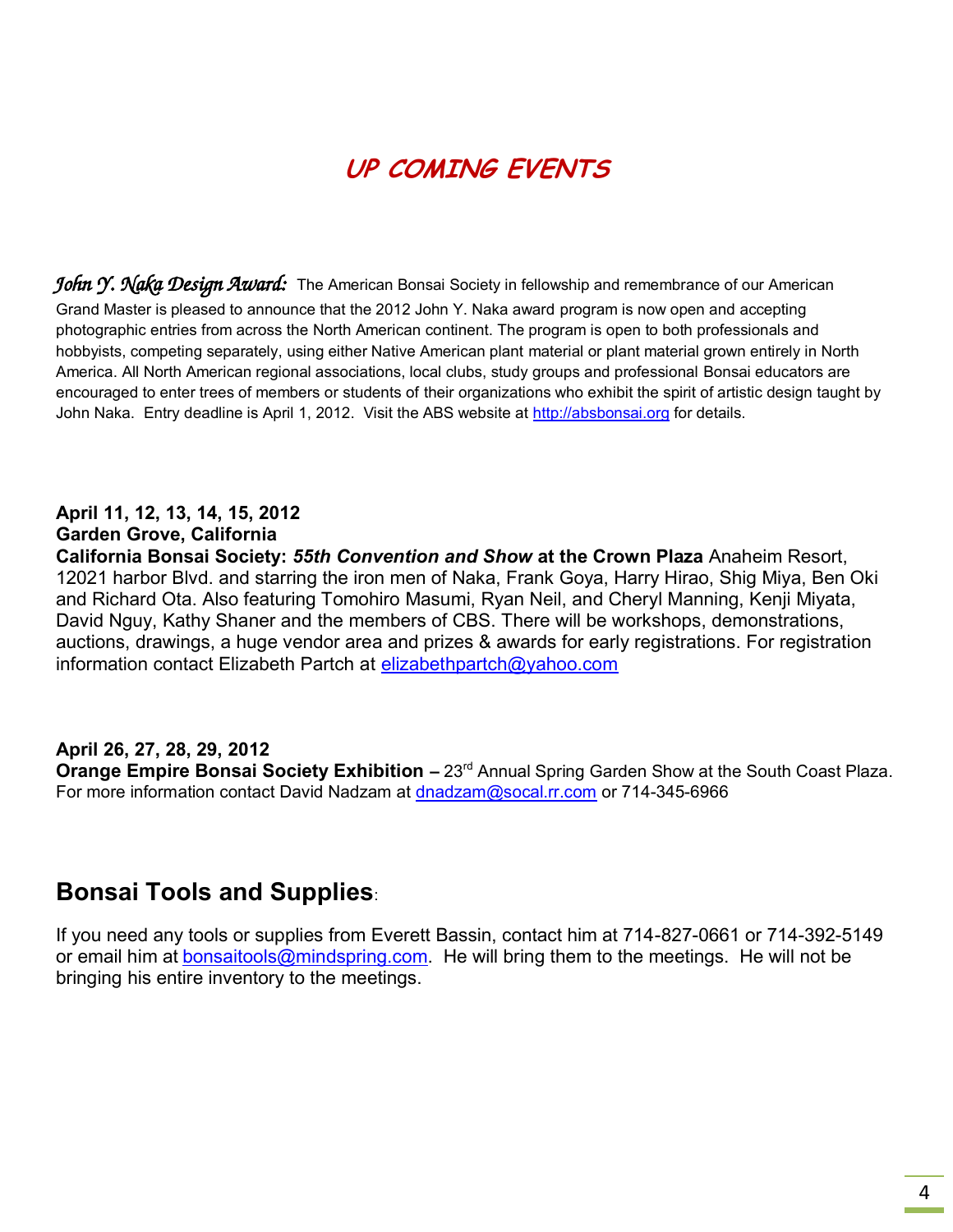# UP COMING EVENTS

***John Y. Naka Design Award:*** The American Bonsai Society in fellowship and remembrance of our American Grand Master is pleased to announce that the 2012 John Y. Naka award program is now open and accepting photographic entries from across the North American continent. The program is open to both professionals and hobbyists, competing separately, using either Native American plant material or plant material grown entirely in North America. All North American regional associations, local clubs, study groups and professional Bonsai educators are encouraged to enter trees of members or students of their organizations who exhibit the spirit of artistic design taught by John Naka. Entry deadline is April 1, 2012. Visit the ABS website at http://absbonsai.org for details.

**April 11, 12, 13, 14, 15, 2012**
**Garden Grove, California**
**California Bonsai Society: *55th Convention and Show* at the Crown Plaza** Anaheim Resort, 12021 harbor Blvd. and starring the iron men of Naka, Frank Goya, Harry Hirao, Shig Miya, Ben Oki and Richard Ota. Also featuring Tomohiro Masumi, Ryan Neil, and Cheryl Manning, Kenji Miyata, David Nguy, Kathy Shaner and the members of CBS. There will be workshops, demonstrations, auctions, drawings, a huge vendor area and prizes & awards for early registrations. For registration information contact Elizabeth Partch at elizabethpartch@yahoo.com

**April 26, 27, 28, 29, 2012**
**Orange Empire Bonsai Society Exhibition –** 23rd Annual Spring Garden Show at the South Coast Plaza. For more information contact David Nadzam at dnadzam@socal.rr.com or 714-345-6966

## Bonsai Tools and Supplies:

If you need any tools or supplies from Everett Bassin, contact him at 714-827-0661 or 714-392-5149 or email him at bonsaitools@mindspring.com. He will bring them to the meetings. He will not be bringing his entire inventory to the meetings.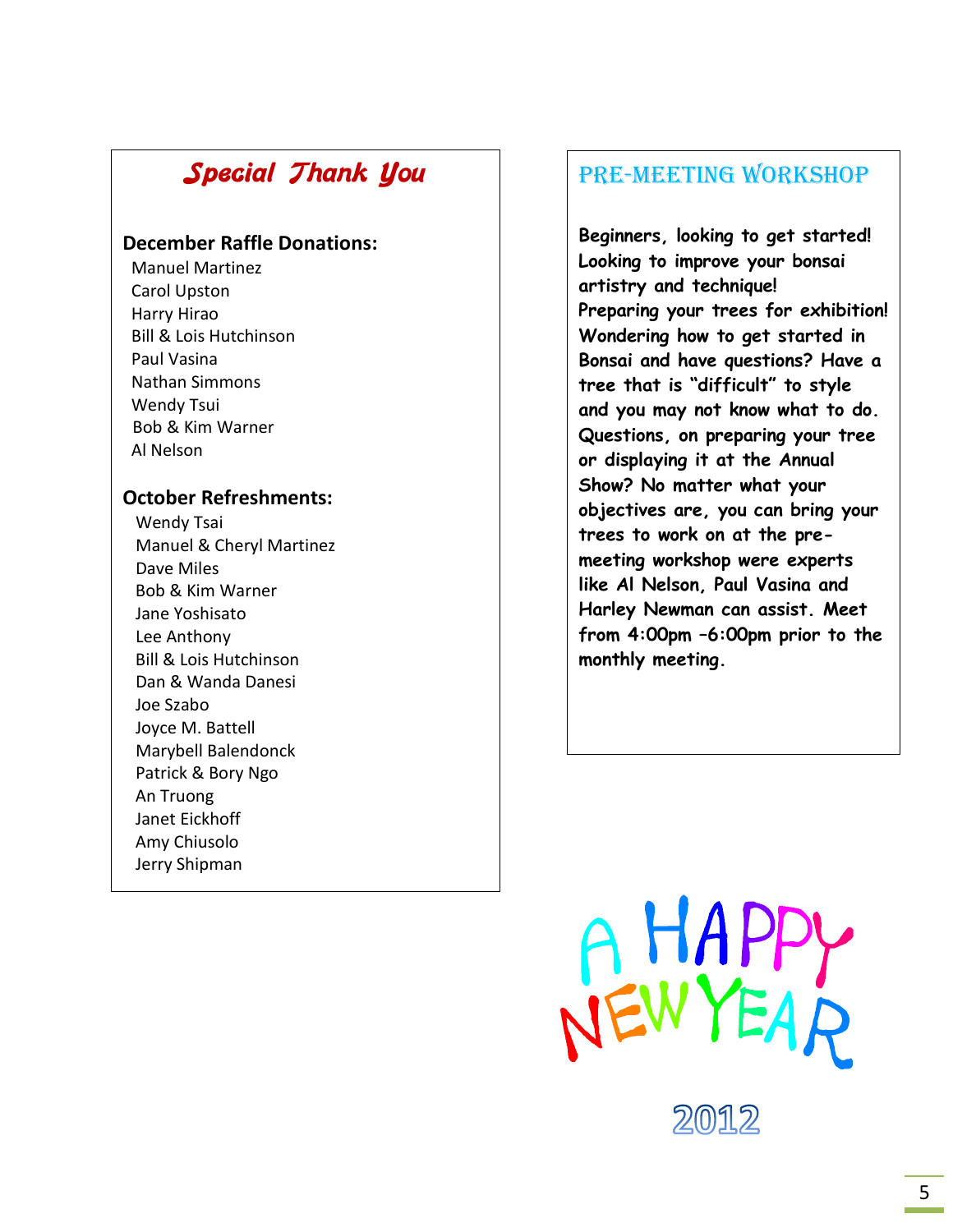## *Special Thank You*

### December Raffle Donations:

Manuel Martinez
Carol Upston
Harry Hirao
Bill & Lois Hutchinson
Paul Vasina
Nathan Simmons
Wendy Tsui
Bob & Kim Warner
Al Nelson

### October Refreshments:

Wendy Tsai
Manuel & Cheryl Martinez
Dave Miles
Bob & Kim Warner
Jane Yoshisato
Lee Anthony
Bill & Lois Hutchinson
Dan & Wanda Danesi
Joe Szabo
Joyce M. Battell
Marybell Balendonck
Patrick & Bory Ngo
An Truong
Janet Eickhoff
Amy Chiusolo
Jerry Shipman

## PRE-MEETING WORKSHOP

**Beginners, looking to get started! Looking to improve your bonsai artistry and technique! Preparing your trees for exhibition! Wondering how to get started in Bonsai and have questions? Have a tree that is "difficult" to style and you may not know what to do. Questions, on preparing your tree or displaying it at the Annual Show? No matter what your objectives are, you can bring your trees to work on at the pre-meeting workshop were experts like Al Nelson, Paul Vasina and Harley Newman can assist. Meet from 4:00pm –6:00pm prior to the monthly meeting.**

A HAPPY NEW YEAR

2012